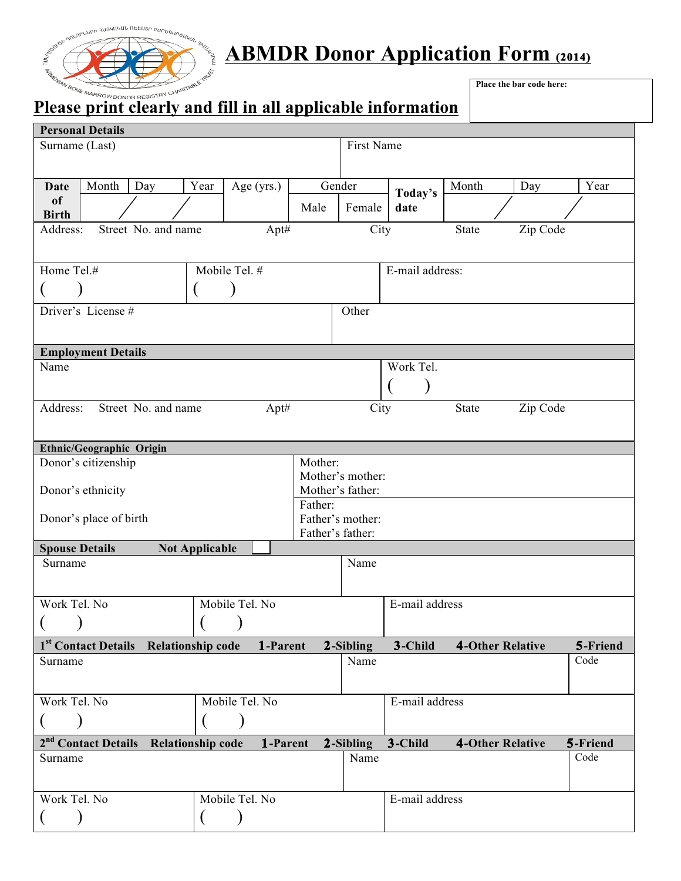# ABMDR Donor Application Form (2014)

**Please print clearly and fill in all applicable information**

Place the bar code here:

| **Personal Details** | | | | | | | | | | | |
|---|---|---|---|---|---|---|---|---|---|---|---|
| Surname (Last) | | | | | | First Name | | | | | |
| **Date of Birth** | Month | Day | Year | Age (yrs.) | Gender | | **Today's date** | Month | Day | Year | |
| | / | / | | | Male | Female | | / | / | | |
| Address: Street No. and name | | | Apt# | | City | | | State | Zip Code | | |
| Home Tel.# ( ) | | | Mobile Tel. # ( ) | | | | E-mail address: | | | | |
| Driver's License # | | | | | Other | | | | | | |

| **Employment Details** | | | | |
|---|---|---|---|---|
| Name | | | Work Tel. ( ) | |
| Address: Street No. and name | Apt# | City | State | Zip Code |

| **Ethnic/Geographic Origin** | |
|---|---|
| Donor's citizenship<br><br>Donor's ethnicity | Mother:<br>Mother's mother:<br>Mother's father: |
| Donor's place of birth | Father:<br>Father's mother:<br>Father's father: |

| **Spouse Details** **Not Applicable** ☐ | | |
|---|---|---|
| Surname | Name | |
| Work Tel. No ( ) | Mobile Tel. No ( ) | E-mail address |

| **1st Contact Details** **Relationship code** **1-Parent** **2-Sibling** **3-Child** **4-Other Relative** **5-Friend** | | |
|---|---|---|
| Surname | Name | Code |
| Work Tel. No ( ) | Mobile Tel. No ( ) | E-mail address |

| **2nd Contact Details** **Relationship code** **1-Parent** **2-Sibling** **3-Child** **4-Other Relative** **5-Friend** | | |
|---|---|---|
| Surname | Name | Code |
| Work Tel. No ( ) | Mobile Tel. No ( ) | E-mail address |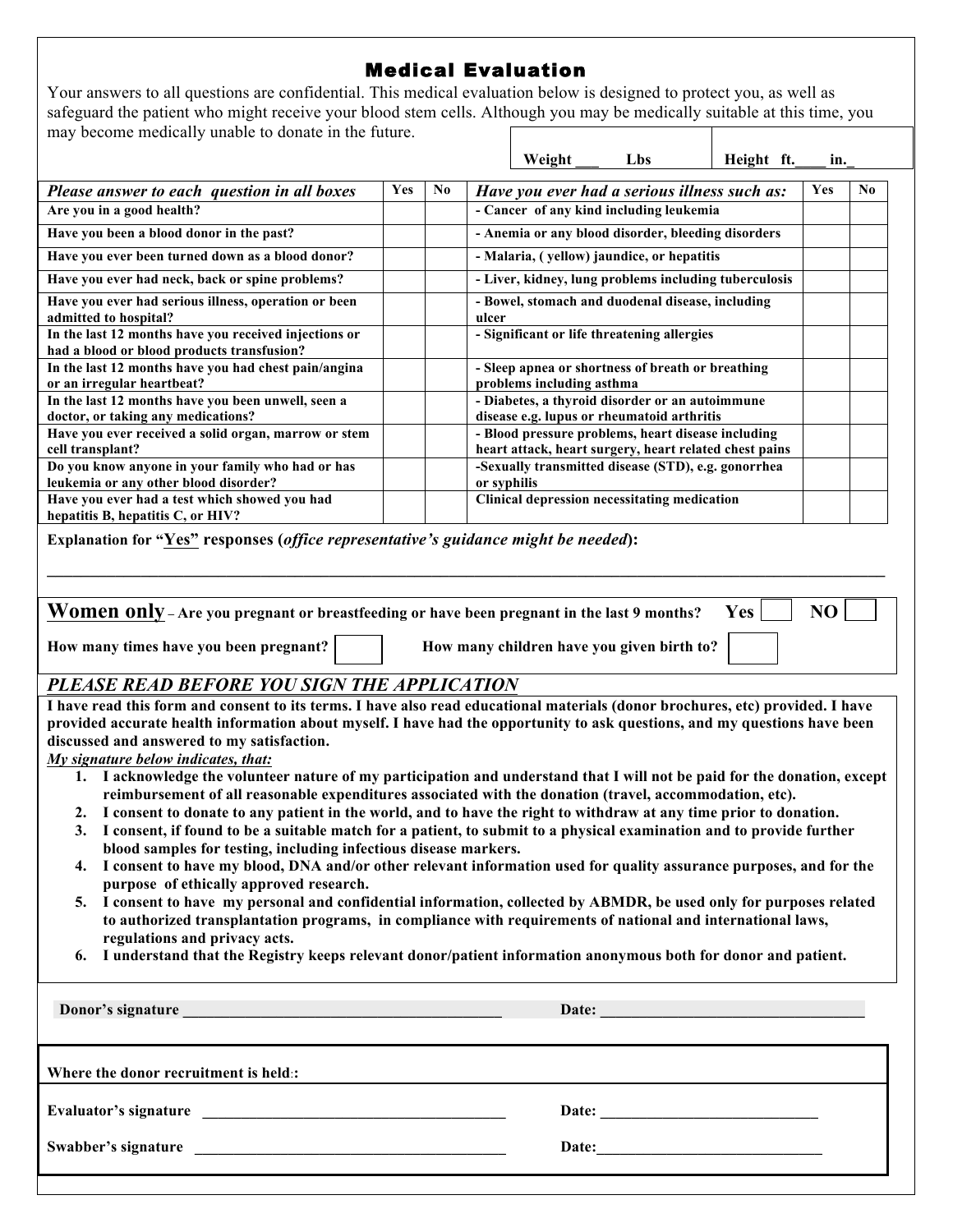## Medical Evaluation

Your answers to all questions are confidential. This medical evaluation below is designed to protect you, as well as safeguard the patient who might receive your blood stem cells. Although you may be medically suitable at this time, you may become medically unable to donate in the future.

| Weight ___ Lbs | Height ft.____ in._ |
| --- | --- |

| *Please answer to each question in all boxes* | Yes | No | *Have you ever had a serious illness such as:* | Yes | No |
| --- | --- | --- | --- | --- | --- |
| **Are you in a good health?** | | | **- Cancer of any kind including leukemia** | | |
| **Have you been a blood donor in the past?** | | | **- Anemia or any blood disorder, bleeding disorders** | | |
| **Have you ever been turned down as a blood donor?** | | | **- Malaria, ( yellow) jaundice, or hepatitis** | | |
| **Have you ever had neck, back or spine problems?** | | | **- Liver, kidney, lung problems including tuberculosis** | | |
| **Have you ever had serious illness, operation or been admitted to hospital?** | | | **- Bowel, stomach and duodenal disease, including ulcer** | | |
| **In the last 12 months have you received injections or had a blood or blood products transfusion?** | | | **- Significant or life threatening allergies** | | |
| **In the last 12 months have you had chest pain/angina or an irregular heartbeat?** | | | **- Sleep apnea or shortness of breath or breathing problems including asthma** | | |
| **In the last 12 months have you been unwell, seen a doctor, or taking any medications?** | | | **- Diabetes, a thyroid disorder or an autoimmune disease e.g. lupus or rheumatoid arthritis** | | |
| **Have you ever received a solid organ, marrow or stem cell transplant?** | | | **- Blood pressure problems, heart disease including heart attack, heart surgery, heart related chest pains** | | |
| **Do you know anyone in your family who had or has leukemia or any other blood disorder?** | | | **-Sexually transmitted disease (STD), e.g. gonorrhea or syphilis** | | |
| **Have you ever had a test which showed you had hepatitis B, hepatitis C, or HIV?** | | | **Clinical depression necessitating medication** | | |

**Explanation for "Yes" responses (*office representative's guidance might be needed*):**

______________________________________________________________________________________________

**Women only – Are you pregnant or breastfeeding or have been pregnant in the last 9 months?** **Yes** ☐ **NO** ☐

**How many times have you been pregnant?** ☐ **How many children have you given birth to?** ☐

### *PLEASE READ BEFORE YOU SIGN THE APPLICATION*

**I have read this form and consent to its terms. I have also read educational materials (donor brochures, etc) provided. I have provided accurate health information about myself. I have had the opportunity to ask questions, and my questions have been discussed and answered to my satisfaction.**

***My signature below indicates, that:***

1. **I acknowledge the volunteer nature of my participation and understand that I will not be paid for the donation, except reimbursement of all reasonable expenditures associated with the donation (travel, accommodation, etc).**
2. **I consent to donate to any patient in the world, and to have the right to withdraw at any time prior to donation.**
3. **I consent, if found to be a suitable match for a patient, to submit to a physical examination and to provide further blood samples for testing, including infectious disease markers.**
4. **I consent to have my blood, DNA and/or other relevant information used for quality assurance purposes, and for the purpose of ethically approved research.**
5. **I consent to have my personal and confidential information, collected by ABMDR, be used only for purposes related to authorized transplantation programs, in compliance with requirements of national and international laws, regulations and privacy acts.**
6. **I understand that the Registry keeps relevant donor/patient information anonymous both for donor and patient.**

**Donor's signature** ________________________________________ **Date:** __________________________________

**Where the donor recruitment is held:**

**Evaluator's signature** ________________________________________ **Date:** ____________________________

**Swabber's signature** ________________________________________ **Date:**_____________________________